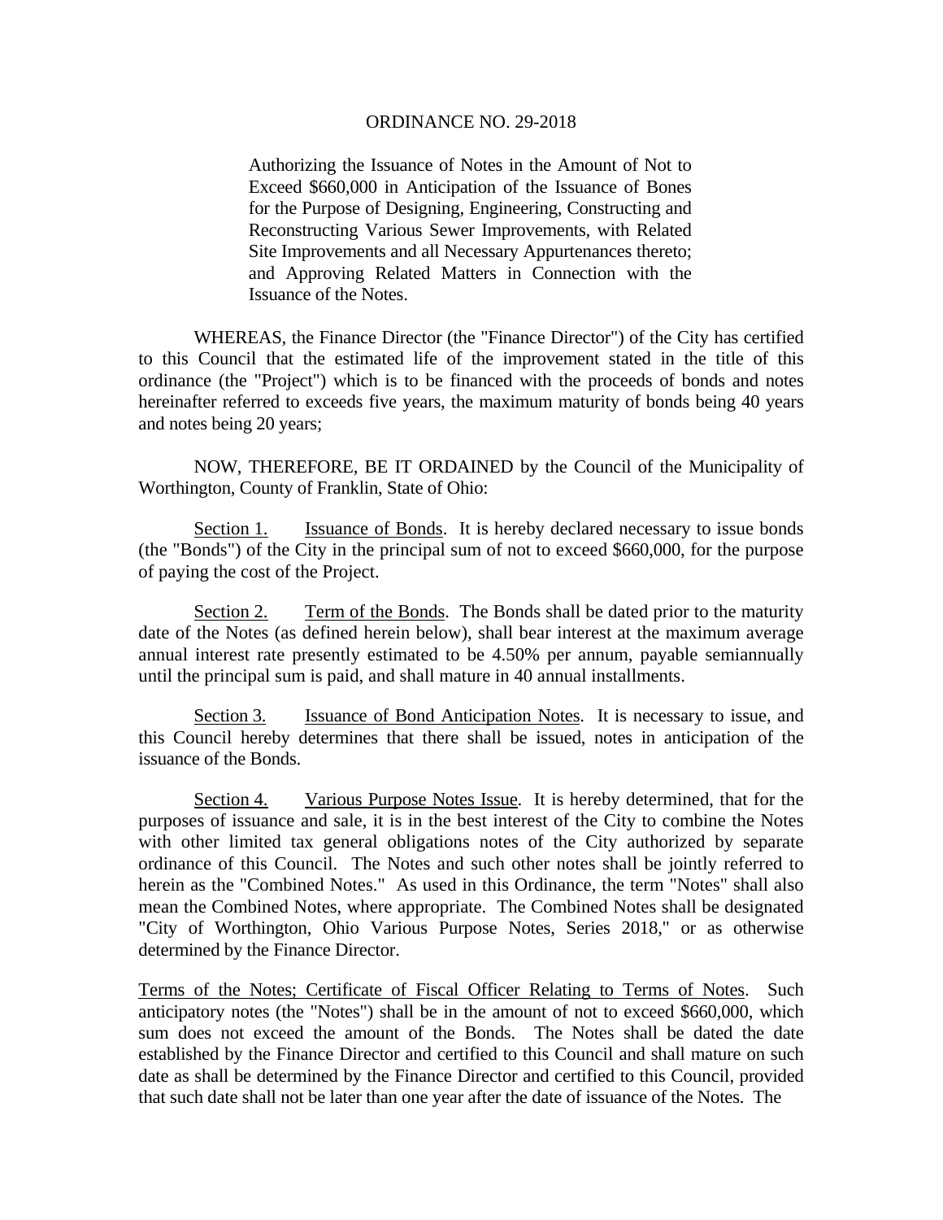# ORDINANCE NO. 29-2018

Authorizing the Issuance of Notes in the Amount of Not to Exceed $660,000 in Anticipation of the Issuance of Bones for the Purpose of Designing, Engineering, Constructing and Reconstructing Various Sewer Improvements, with Related Site Improvements and all Necessary Appurtenances thereto; and Approving Related Matters in Connection with the Issuance of the Notes.

WHEREAS, the Finance Director (the "Finance Director") of the City has certified to this Council that the estimated life of the improvement stated in the title of this ordinance (the "Project") which is to be financed with the proceeds of bonds and notes hereinafter referred to exceeds five years, the maximum maturity of bonds being 40 years and notes being 20 years;

NOW, THEREFORE, BE IT ORDAINED by the Council of the Municipality of Worthington, County of Franklin, State of Ohio:

Section 1. Issuance of Bonds. It is hereby declared necessary to issue bonds (the "Bonds") of the City in the principal sum of not to exceed $660,000, for the purpose of paying the cost of the Project.

Section 2. Term of the Bonds. The Bonds shall be dated prior to the maturity date of the Notes (as defined herein below), shall bear interest at the maximum average annual interest rate presently estimated to be 4.50% per annum, payable semiannually until the principal sum is paid, and shall mature in 40 annual installments.

Section 3. Issuance of Bond Anticipation Notes. It is necessary to issue, and this Council hereby determines that there shall be issued, notes in anticipation of the issuance of the Bonds.

Section 4. Various Purpose Notes Issue. It is hereby determined, that for the purposes of issuance and sale, it is in the best interest of the City to combine the Notes with other limited tax general obligations notes of the City authorized by separate ordinance of this Council. The Notes and such other notes shall be jointly referred to herein as the "Combined Notes." As used in this Ordinance, the term "Notes" shall also mean the Combined Notes, where appropriate. The Combined Notes shall be designated "City of Worthington, Ohio Various Purpose Notes, Series 2018," or as otherwise determined by the Finance Director.

Terms of the Notes; Certificate of Fiscal Officer Relating to Terms of Notes. Such anticipatory notes (the "Notes") shall be in the amount of not to exceed $660,000, which sum does not exceed the amount of the Bonds. The Notes shall be dated the date established by the Finance Director and certified to this Council and shall mature on such date as shall be determined by the Finance Director and certified to this Council, provided that such date shall not be later than one year after the date of issuance of the Notes. The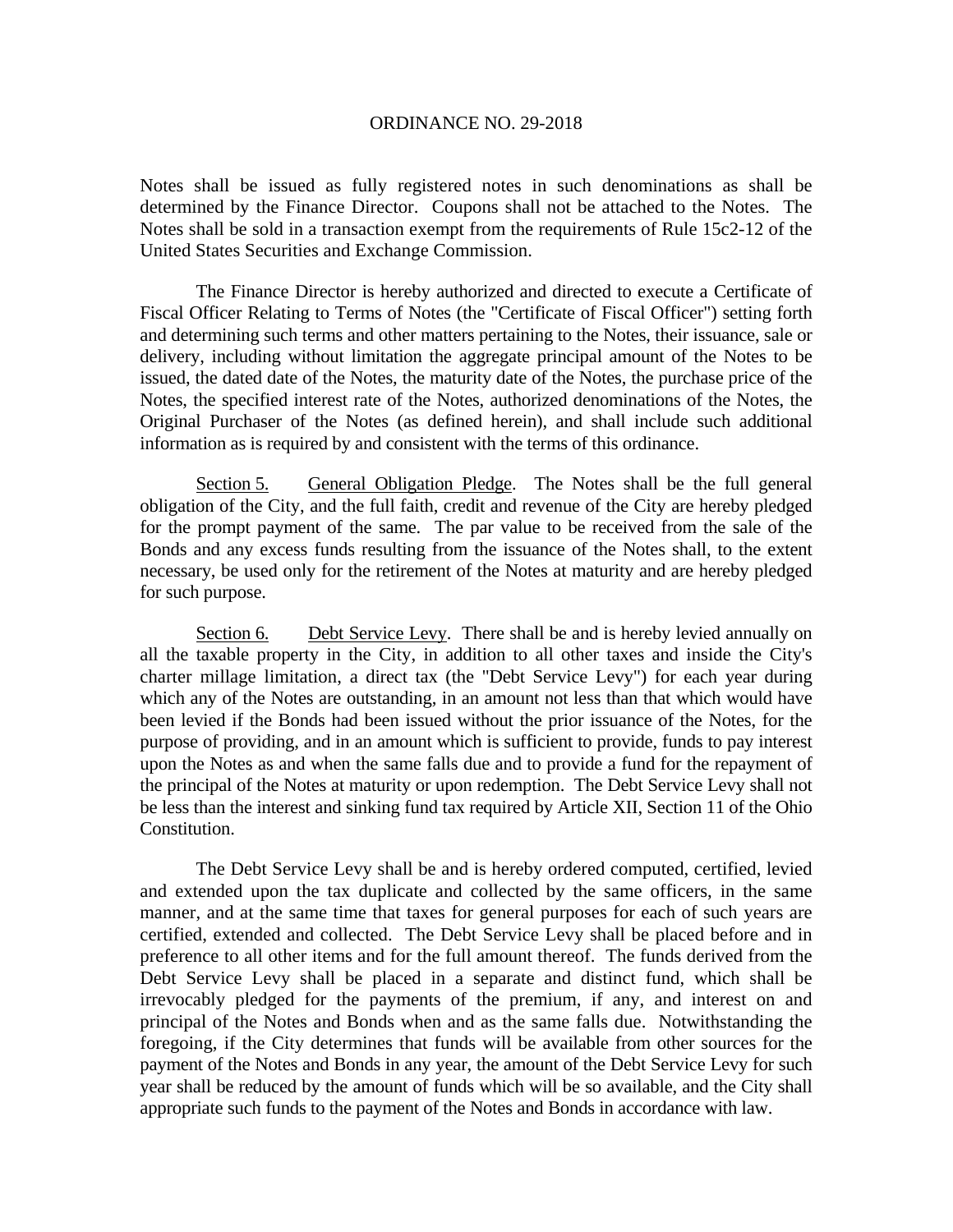Notes shall be issued as fully registered notes in such denominations as shall be determined by the Finance Director. Coupons shall not be attached to the Notes. The Notes shall be sold in a transaction exempt from the requirements of Rule 15c2-12 of the United States Securities and Exchange Commission.

The Finance Director is hereby authorized and directed to execute a Certificate of Fiscal Officer Relating to Terms of Notes (the "Certificate of Fiscal Officer") setting forth and determining such terms and other matters pertaining to the Notes, their issuance, sale or delivery, including without limitation the aggregate principal amount of the Notes to be issued, the dated date of the Notes, the maturity date of the Notes, the purchase price of the Notes, the specified interest rate of the Notes, authorized denominations of the Notes, the Original Purchaser of the Notes (as defined herein), and shall include such additional information as is required by and consistent with the terms of this ordinance.

Section 5. General Obligation Pledge. The Notes shall be the full general obligation of the City, and the full faith, credit and revenue of the City are hereby pledged for the prompt payment of the same. The par value to be received from the sale of the Bonds and any excess funds resulting from the issuance of the Notes shall, to the extent necessary, be used only for the retirement of the Notes at maturity and are hereby pledged for such purpose.

Section 6. Debt Service Levy. There shall be and is hereby levied annually on all the taxable property in the City, in addition to all other taxes and inside the City's charter millage limitation, a direct tax (the "Debt Service Levy") for each year during which any of the Notes are outstanding, in an amount not less than that which would have been levied if the Bonds had been issued without the prior issuance of the Notes, for the purpose of providing, and in an amount which is sufficient to provide, funds to pay interest upon the Notes as and when the same falls due and to provide a fund for the repayment of the principal of the Notes at maturity or upon redemption. The Debt Service Levy shall not be less than the interest and sinking fund tax required by Article XII, Section 11 of the Ohio Constitution.

The Debt Service Levy shall be and is hereby ordered computed, certified, levied and extended upon the tax duplicate and collected by the same officers, in the same manner, and at the same time that taxes for general purposes for each of such years are certified, extended and collected. The Debt Service Levy shall be placed before and in preference to all other items and for the full amount thereof. The funds derived from the Debt Service Levy shall be placed in a separate and distinct fund, which shall be irrevocably pledged for the payments of the premium, if any, and interest on and principal of the Notes and Bonds when and as the same falls due. Notwithstanding the foregoing, if the City determines that funds will be available from other sources for the payment of the Notes and Bonds in any year, the amount of the Debt Service Levy for such year shall be reduced by the amount of funds which will be so available, and the City shall appropriate such funds to the payment of the Notes and Bonds in accordance with law.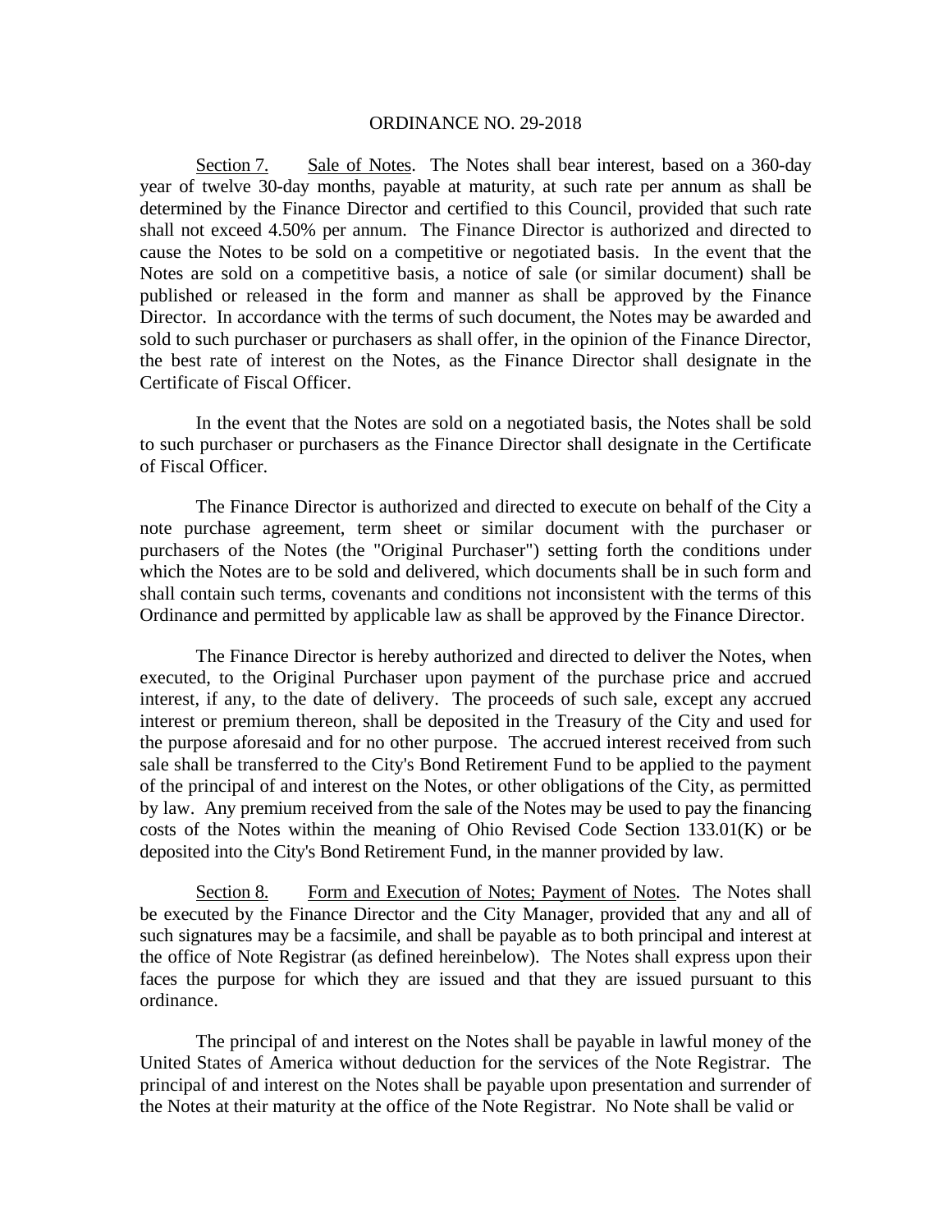ORDINANCE NO. 29-2018

Section 7. Sale of Notes. The Notes shall bear interest, based on a 360-day year of twelve 30-day months, payable at maturity, at such rate per annum as shall be determined by the Finance Director and certified to this Council, provided that such rate shall not exceed 4.50% per annum. The Finance Director is authorized and directed to cause the Notes to be sold on a competitive or negotiated basis. In the event that the Notes are sold on a competitive basis, a notice of sale (or similar document) shall be published or released in the form and manner as shall be approved by the Finance Director. In accordance with the terms of such document, the Notes may be awarded and sold to such purchaser or purchasers as shall offer, in the opinion of the Finance Director, the best rate of interest on the Notes, as the Finance Director shall designate in the Certificate of Fiscal Officer.

In the event that the Notes are sold on a negotiated basis, the Notes shall be sold to such purchaser or purchasers as the Finance Director shall designate in the Certificate of Fiscal Officer.

The Finance Director is authorized and directed to execute on behalf of the City a note purchase agreement, term sheet or similar document with the purchaser or purchasers of the Notes (the "Original Purchaser") setting forth the conditions under which the Notes are to be sold and delivered, which documents shall be in such form and shall contain such terms, covenants and conditions not inconsistent with the terms of this Ordinance and permitted by applicable law as shall be approved by the Finance Director.

The Finance Director is hereby authorized and directed to deliver the Notes, when executed, to the Original Purchaser upon payment of the purchase price and accrued interest, if any, to the date of delivery. The proceeds of such sale, except any accrued interest or premium thereon, shall be deposited in the Treasury of the City and used for the purpose aforesaid and for no other purpose. The accrued interest received from such sale shall be transferred to the City's Bond Retirement Fund to be applied to the payment of the principal of and interest on the Notes, or other obligations of the City, as permitted by law. Any premium received from the sale of the Notes may be used to pay the financing costs of the Notes within the meaning of Ohio Revised Code Section 133.01(K) or be deposited into the City's Bond Retirement Fund, in the manner provided by law.

Section 8. Form and Execution of Notes; Payment of Notes. The Notes shall be executed by the Finance Director and the City Manager, provided that any and all of such signatures may be a facsimile, and shall be payable as to both principal and interest at the office of Note Registrar (as defined hereinbelow). The Notes shall express upon their faces the purpose for which they are issued and that they are issued pursuant to this ordinance.

The principal of and interest on the Notes shall be payable in lawful money of the United States of America without deduction for the services of the Note Registrar. The principal of and interest on the Notes shall be payable upon presentation and surrender of the Notes at their maturity at the office of the Note Registrar. No Note shall be valid or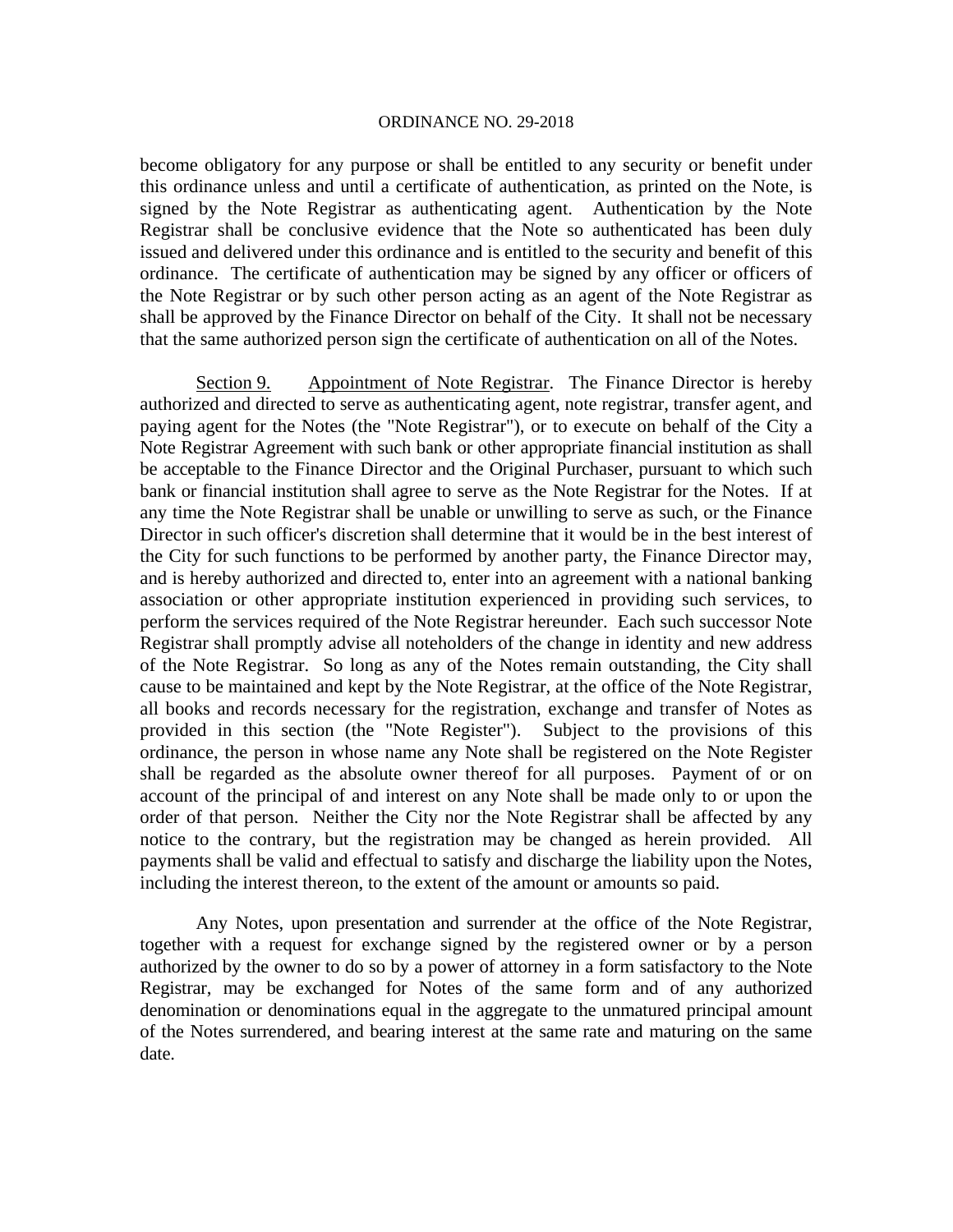become obligatory for any purpose or shall be entitled to any security or benefit under this ordinance unless and until a certificate of authentication, as printed on the Note, is signed by the Note Registrar as authenticating agent. Authentication by the Note Registrar shall be conclusive evidence that the Note so authenticated has been duly issued and delivered under this ordinance and is entitled to the security and benefit of this ordinance. The certificate of authentication may be signed by any officer or officers of the Note Registrar or by such other person acting as an agent of the Note Registrar as shall be approved by the Finance Director on behalf of the City. It shall not be necessary that the same authorized person sign the certificate of authentication on all of the Notes.

Section 9. Appointment of Note Registrar. The Finance Director is hereby authorized and directed to serve as authenticating agent, note registrar, transfer agent, and paying agent for the Notes (the "Note Registrar"), or to execute on behalf of the City a Note Registrar Agreement with such bank or other appropriate financial institution as shall be acceptable to the Finance Director and the Original Purchaser, pursuant to which such bank or financial institution shall agree to serve as the Note Registrar for the Notes. If at any time the Note Registrar shall be unable or unwilling to serve as such, or the Finance Director in such officer's discretion shall determine that it would be in the best interest of the City for such functions to be performed by another party, the Finance Director may, and is hereby authorized and directed to, enter into an agreement with a national banking association or other appropriate institution experienced in providing such services, to perform the services required of the Note Registrar hereunder. Each such successor Note Registrar shall promptly advise all noteholders of the change in identity and new address of the Note Registrar. So long as any of the Notes remain outstanding, the City shall cause to be maintained and kept by the Note Registrar, at the office of the Note Registrar, all books and records necessary for the registration, exchange and transfer of Notes as provided in this section (the "Note Register"). Subject to the provisions of this ordinance, the person in whose name any Note shall be registered on the Note Register shall be regarded as the absolute owner thereof for all purposes. Payment of or on account of the principal of and interest on any Note shall be made only to or upon the order of that person. Neither the City nor the Note Registrar shall be affected by any notice to the contrary, but the registration may be changed as herein provided. All payments shall be valid and effectual to satisfy and discharge the liability upon the Notes, including the interest thereon, to the extent of the amount or amounts so paid.

Any Notes, upon presentation and surrender at the office of the Note Registrar, together with a request for exchange signed by the registered owner or by a person authorized by the owner to do so by a power of attorney in a form satisfactory to the Note Registrar, may be exchanged for Notes of the same form and of any authorized denomination or denominations equal in the aggregate to the unmatured principal amount of the Notes surrendered, and bearing interest at the same rate and maturing on the same date.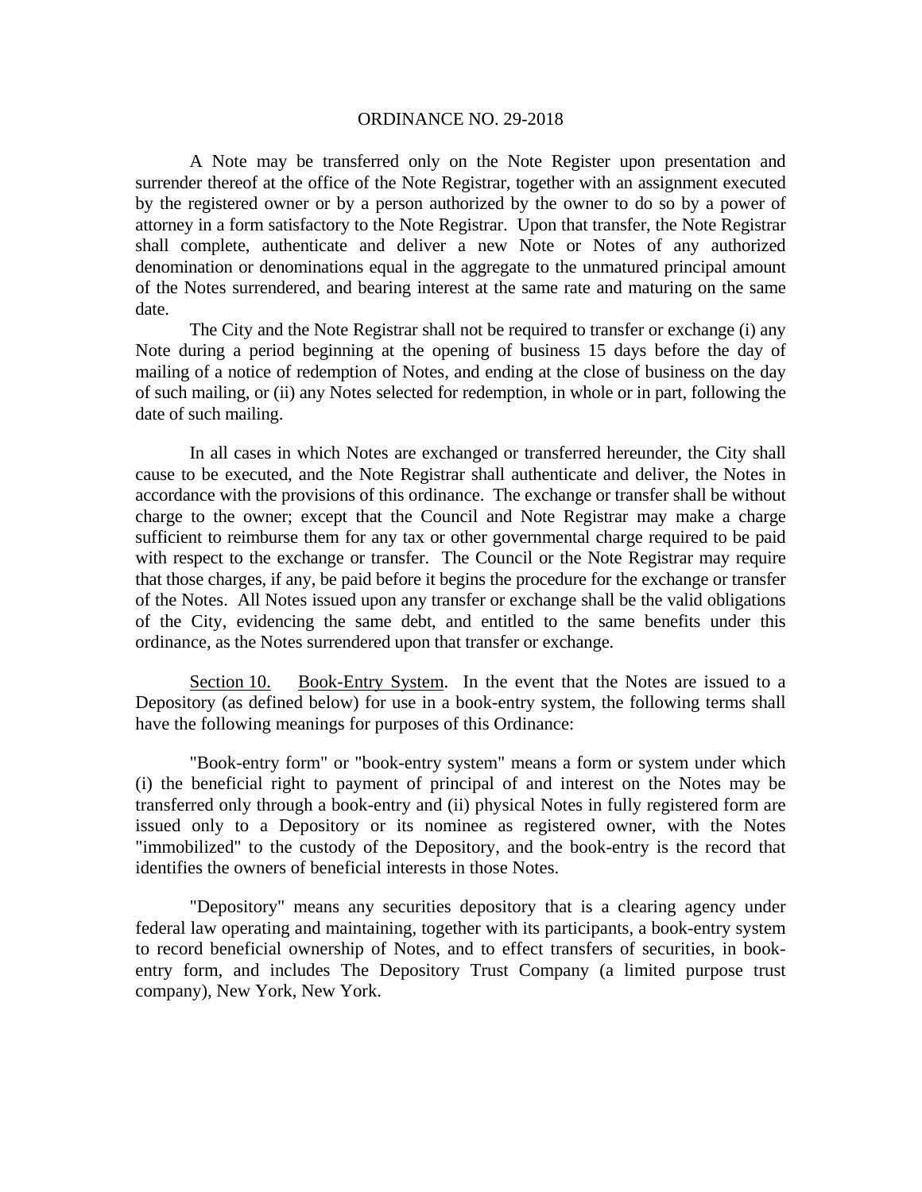A Note may be transferred only on the Note Register upon presentation and surrender thereof at the office of the Note Registrar, together with an assignment executed by the registered owner or by a person authorized by the owner to do so by a power of attorney in a form satisfactory to the Note Registrar. Upon that transfer, the Note Registrar shall complete, authenticate and deliver a new Note or Notes of any authorized denomination or denominations equal in the aggregate to the unmatured principal amount of the Notes surrendered, and bearing interest at the same rate and maturing on the same date.

The City and the Note Registrar shall not be required to transfer or exchange (i) any Note during a period beginning at the opening of business 15 days before the day of mailing of a notice of redemption of Notes, and ending at the close of business on the day of such mailing, or (ii) any Notes selected for redemption, in whole or in part, following the date of such mailing.

In all cases in which Notes are exchanged or transferred hereunder, the City shall cause to be executed, and the Note Registrar shall authenticate and deliver, the Notes in accordance with the provisions of this ordinance. The exchange or transfer shall be without charge to the owner; except that the Council and Note Registrar may make a charge sufficient to reimburse them for any tax or other governmental charge required to be paid with respect to the exchange or transfer. The Council or the Note Registrar may require that those charges, if any, be paid before it begins the procedure for the exchange or transfer of the Notes. All Notes issued upon any transfer or exchange shall be the valid obligations of the City, evidencing the same debt, and entitled to the same benefits under this ordinance, as the Notes surrendered upon that transfer or exchange.

Section 10. Book-Entry System. In the event that the Notes are issued to a Depository (as defined below) for use in a book-entry system, the following terms shall have the following meanings for purposes of this Ordinance:

"Book-entry form" or "book-entry system" means a form or system under which (i) the beneficial right to payment of principal of and interest on the Notes may be transferred only through a book-entry and (ii) physical Notes in fully registered form are issued only to a Depository or its nominee as registered owner, with the Notes "immobilized" to the custody of the Depository, and the book-entry is the record that identifies the owners of beneficial interests in those Notes.

"Depository" means any securities depository that is a clearing agency under federal law operating and maintaining, together with its participants, a book-entry system to record beneficial ownership of Notes, and to effect transfers of securities, in book-entry form, and includes The Depository Trust Company (a limited purpose trust company), New York, New York.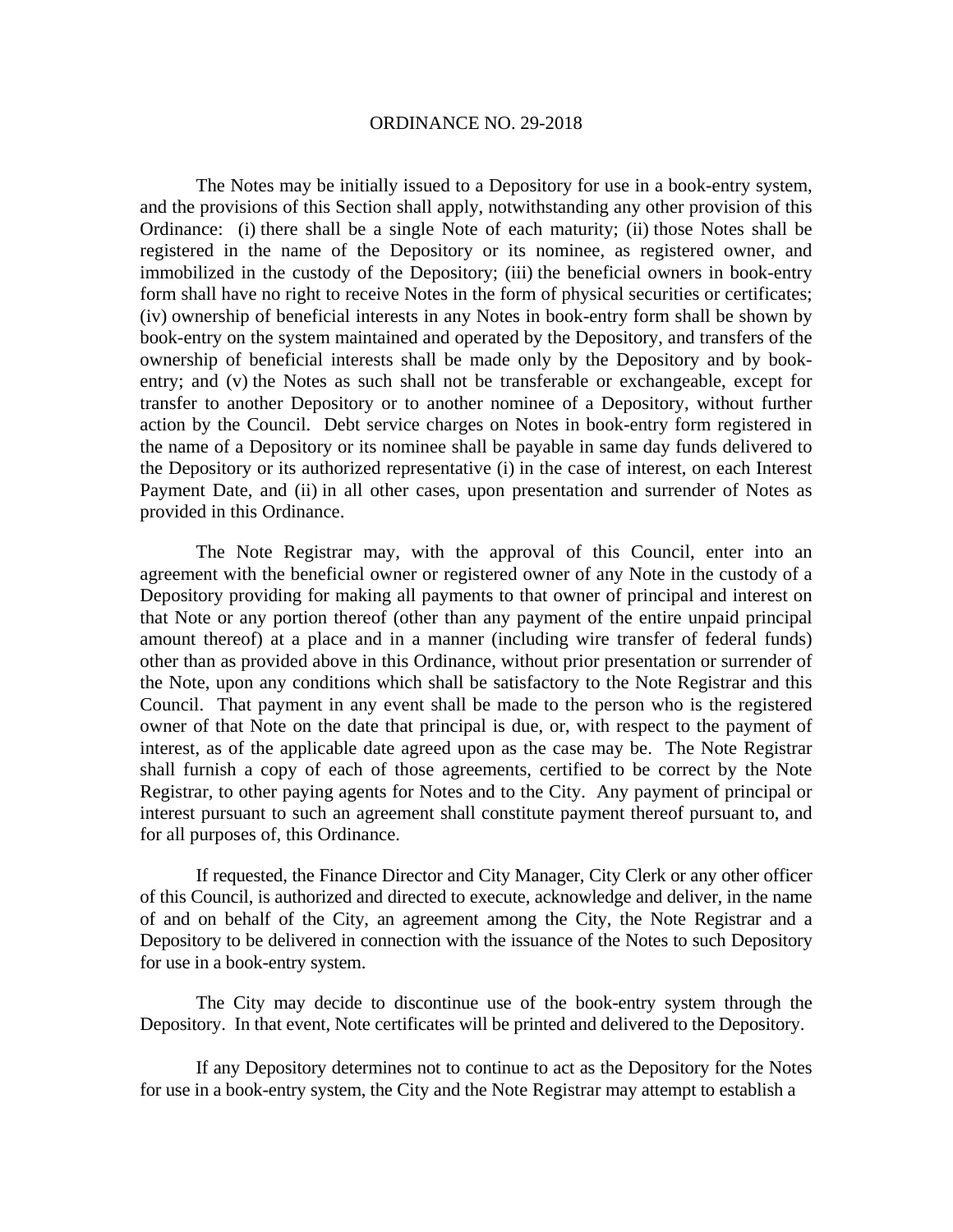The Notes may be initially issued to a Depository for use in a book-entry system, and the provisions of this Section shall apply, notwithstanding any other provision of this Ordinance: (i) there shall be a single Note of each maturity; (ii) those Notes shall be registered in the name of the Depository or its nominee, as registered owner, and immobilized in the custody of the Depository; (iii) the beneficial owners in book-entry form shall have no right to receive Notes in the form of physical securities or certificates; (iv) ownership of beneficial interests in any Notes in book-entry form shall be shown by book-entry on the system maintained and operated by the Depository, and transfers of the ownership of beneficial interests shall be made only by the Depository and by book-entry; and (v) the Notes as such shall not be transferable or exchangeable, except for transfer to another Depository or to another nominee of a Depository, without further action by the Council. Debt service charges on Notes in book-entry form registered in the name of a Depository or its nominee shall be payable in same day funds delivered to the Depository or its authorized representative (i) in the case of interest, on each Interest Payment Date, and (ii) in all other cases, upon presentation and surrender of Notes as provided in this Ordinance.

The Note Registrar may, with the approval of this Council, enter into an agreement with the beneficial owner or registered owner of any Note in the custody of a Depository providing for making all payments to that owner of principal and interest on that Note or any portion thereof (other than any payment of the entire unpaid principal amount thereof) at a place and in a manner (including wire transfer of federal funds) other than as provided above in this Ordinance, without prior presentation or surrender of the Note, upon any conditions which shall be satisfactory to the Note Registrar and this Council. That payment in any event shall be made to the person who is the registered owner of that Note on the date that principal is due, or, with respect to the payment of interest, as of the applicable date agreed upon as the case may be. The Note Registrar shall furnish a copy of each of those agreements, certified to be correct by the Note Registrar, to other paying agents for Notes and to the City. Any payment of principal or interest pursuant to such an agreement shall constitute payment thereof pursuant to, and for all purposes of, this Ordinance.

If requested, the Finance Director and City Manager, City Clerk or any other officer of this Council, is authorized and directed to execute, acknowledge and deliver, in the name of and on behalf of the City, an agreement among the City, the Note Registrar and a Depository to be delivered in connection with the issuance of the Notes to such Depository for use in a book-entry system.

The City may decide to discontinue use of the book-entry system through the Depository. In that event, Note certificates will be printed and delivered to the Depository.

If any Depository determines not to continue to act as the Depository for the Notes for use in a book-entry system, the City and the Note Registrar may attempt to establish a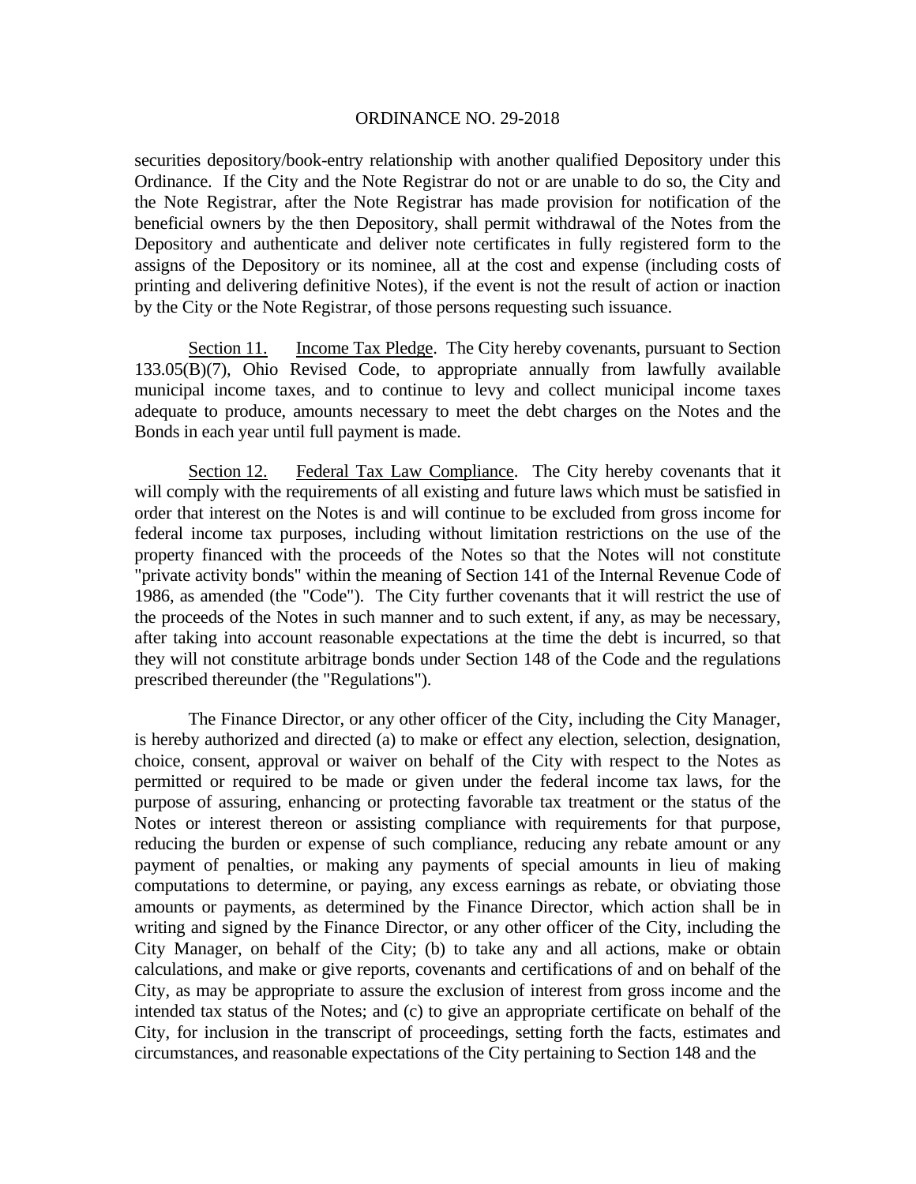securities depository/book-entry relationship with another qualified Depository under this Ordinance. If the City and the Note Registrar do not or are unable to do so, the City and the Note Registrar, after the Note Registrar has made provision for notification of the beneficial owners by the then Depository, shall permit withdrawal of the Notes from the Depository and authenticate and deliver note certificates in fully registered form to the assigns of the Depository or its nominee, all at the cost and expense (including costs of printing and delivering definitive Notes), if the event is not the result of action or inaction by the City or the Note Registrar, of those persons requesting such issuance.

Section 11. Income Tax Pledge. The City hereby covenants, pursuant to Section 133.05(B)(7), Ohio Revised Code, to appropriate annually from lawfully available municipal income taxes, and to continue to levy and collect municipal income taxes adequate to produce, amounts necessary to meet the debt charges on the Notes and the Bonds in each year until full payment is made.

Section 12. Federal Tax Law Compliance. The City hereby covenants that it will comply with the requirements of all existing and future laws which must be satisfied in order that interest on the Notes is and will continue to be excluded from gross income for federal income tax purposes, including without limitation restrictions on the use of the property financed with the proceeds of the Notes so that the Notes will not constitute "private activity bonds" within the meaning of Section 141 of the Internal Revenue Code of 1986, as amended (the "Code"). The City further covenants that it will restrict the use of the proceeds of the Notes in such manner and to such extent, if any, as may be necessary, after taking into account reasonable expectations at the time the debt is incurred, so that they will not constitute arbitrage bonds under Section 148 of the Code and the regulations prescribed thereunder (the "Regulations").

The Finance Director, or any other officer of the City, including the City Manager, is hereby authorized and directed (a) to make or effect any election, selection, designation, choice, consent, approval or waiver on behalf of the City with respect to the Notes as permitted or required to be made or given under the federal income tax laws, for the purpose of assuring, enhancing or protecting favorable tax treatment or the status of the Notes or interest thereon or assisting compliance with requirements for that purpose, reducing the burden or expense of such compliance, reducing any rebate amount or any payment of penalties, or making any payments of special amounts in lieu of making computations to determine, or paying, any excess earnings as rebate, or obviating those amounts or payments, as determined by the Finance Director, which action shall be in writing and signed by the Finance Director, or any other officer of the City, including the City Manager, on behalf of the City; (b) to take any and all actions, make or obtain calculations, and make or give reports, covenants and certifications of and on behalf of the City, as may be appropriate to assure the exclusion of interest from gross income and the intended tax status of the Notes; and (c) to give an appropriate certificate on behalf of the City, for inclusion in the transcript of proceedings, setting forth the facts, estimates and circumstances, and reasonable expectations of the City pertaining to Section 148 and the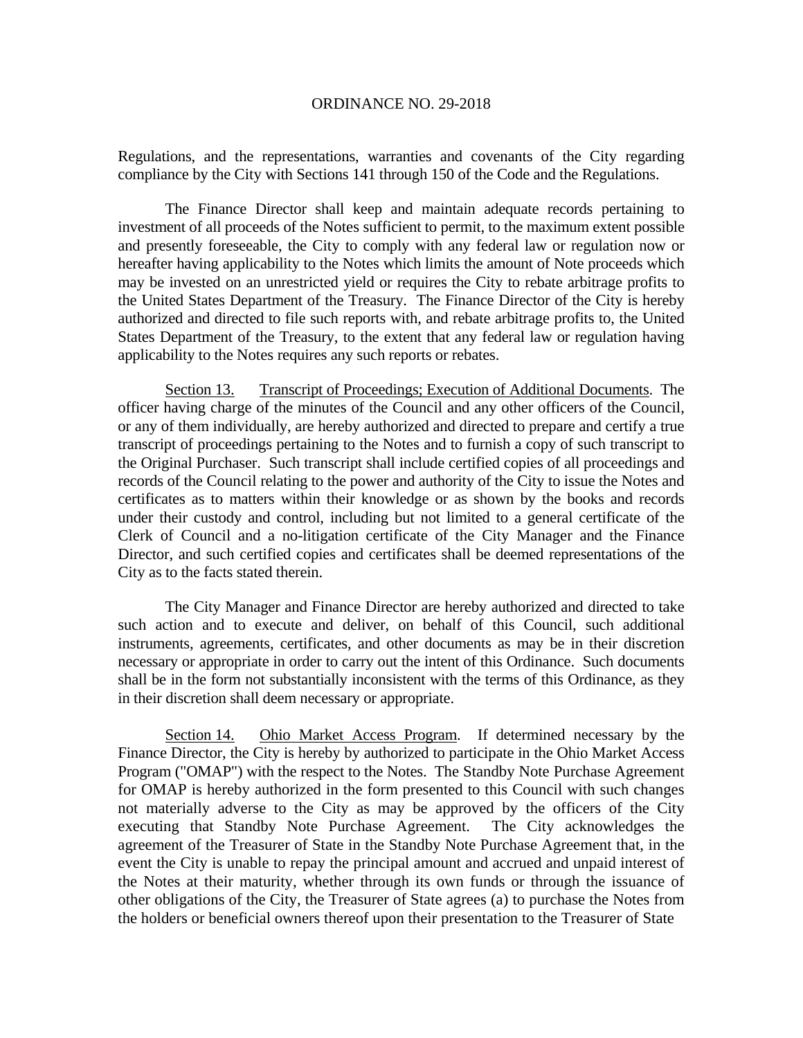Regulations, and the representations, warranties and covenants of the City regarding compliance by the City with Sections 141 through 150 of the Code and the Regulations.

The Finance Director shall keep and maintain adequate records pertaining to investment of all proceeds of the Notes sufficient to permit, to the maximum extent possible and presently foreseeable, the City to comply with any federal law or regulation now or hereafter having applicability to the Notes which limits the amount of Note proceeds which may be invested on an unrestricted yield or requires the City to rebate arbitrage profits to the United States Department of the Treasury. The Finance Director of the City is hereby authorized and directed to file such reports with, and rebate arbitrage profits to, the United States Department of the Treasury, to the extent that any federal law or regulation having applicability to the Notes requires any such reports or rebates.

Section 13. Transcript of Proceedings; Execution of Additional Documents. The officer having charge of the minutes of the Council and any other officers of the Council, or any of them individually, are hereby authorized and directed to prepare and certify a true transcript of proceedings pertaining to the Notes and to furnish a copy of such transcript to the Original Purchaser. Such transcript shall include certified copies of all proceedings and records of the Council relating to the power and authority of the City to issue the Notes and certificates as to matters within their knowledge or as shown by the books and records under their custody and control, including but not limited to a general certificate of the Clerk of Council and a no-litigation certificate of the City Manager and the Finance Director, and such certified copies and certificates shall be deemed representations of the City as to the facts stated therein.

The City Manager and Finance Director are hereby authorized and directed to take such action and to execute and deliver, on behalf of this Council, such additional instruments, agreements, certificates, and other documents as may be in their discretion necessary or appropriate in order to carry out the intent of this Ordinance. Such documents shall be in the form not substantially inconsistent with the terms of this Ordinance, as they in their discretion shall deem necessary or appropriate.

Section 14. Ohio Market Access Program. If determined necessary by the Finance Director, the City is hereby by authorized to participate in the Ohio Market Access Program ("OMAP") with the respect to the Notes. The Standby Note Purchase Agreement for OMAP is hereby authorized in the form presented to this Council with such changes not materially adverse to the City as may be approved by the officers of the City executing that Standby Note Purchase Agreement. The City acknowledges the agreement of the Treasurer of State in the Standby Note Purchase Agreement that, in the event the City is unable to repay the principal amount and accrued and unpaid interest of the Notes at their maturity, whether through its own funds or through the issuance of other obligations of the City, the Treasurer of State agrees (a) to purchase the Notes from the holders or beneficial owners thereof upon their presentation to the Treasurer of State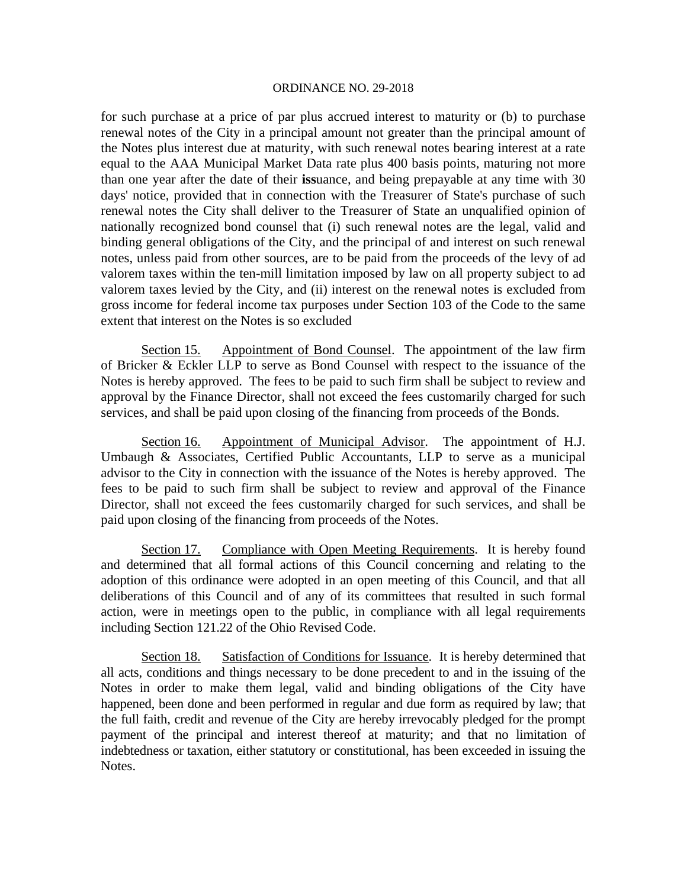for such purchase at a price of par plus accrued interest to maturity or (b) to purchase renewal notes of the City in a principal amount not greater than the principal amount of the Notes plus interest due at maturity, with such renewal notes bearing interest at a rate equal to the AAA Municipal Market Data rate plus 400 basis points, maturing not more than one year after the date of their **iss**uance, and being prepayable at any time with 30 days' notice, provided that in connection with the Treasurer of State's purchase of such renewal notes the City shall deliver to the Treasurer of State an unqualified opinion of nationally recognized bond counsel that (i) such renewal notes are the legal, valid and binding general obligations of the City, and the principal of and interest on such renewal notes, unless paid from other sources, are to be paid from the proceeds of the levy of ad valorem taxes within the ten-mill limitation imposed by law on all property subject to ad valorem taxes levied by the City, and (ii) interest on the renewal notes is excluded from gross income for federal income tax purposes under Section 103 of the Code to the same extent that interest on the Notes is so excluded

Section 15. Appointment of Bond Counsel. The appointment of the law firm of Bricker & Eckler LLP to serve as Bond Counsel with respect to the issuance of the Notes is hereby approved. The fees to be paid to such firm shall be subject to review and approval by the Finance Director, shall not exceed the fees customarily charged for such services, and shall be paid upon closing of the financing from proceeds of the Bonds.

Section 16. Appointment of Municipal Advisor. The appointment of H.J. Umbaugh & Associates, Certified Public Accountants, LLP to serve as a municipal advisor to the City in connection with the issuance of the Notes is hereby approved. The fees to be paid to such firm shall be subject to review and approval of the Finance Director, shall not exceed the fees customarily charged for such services, and shall be paid upon closing of the financing from proceeds of the Notes.

Section 17. Compliance with Open Meeting Requirements. It is hereby found and determined that all formal actions of this Council concerning and relating to the adoption of this ordinance were adopted in an open meeting of this Council, and that all deliberations of this Council and of any of its committees that resulted in such formal action, were in meetings open to the public, in compliance with all legal requirements including Section 121.22 of the Ohio Revised Code.

Section 18. Satisfaction of Conditions for Issuance. It is hereby determined that all acts, conditions and things necessary to be done precedent to and in the issuing of the Notes in order to make them legal, valid and binding obligations of the City have happened, been done and been performed in regular and due form as required by law; that the full faith, credit and revenue of the City are hereby irrevocably pledged for the prompt payment of the principal and interest thereof at maturity; and that no limitation of indebtedness or taxation, either statutory or constitutional, has been exceeded in issuing the Notes.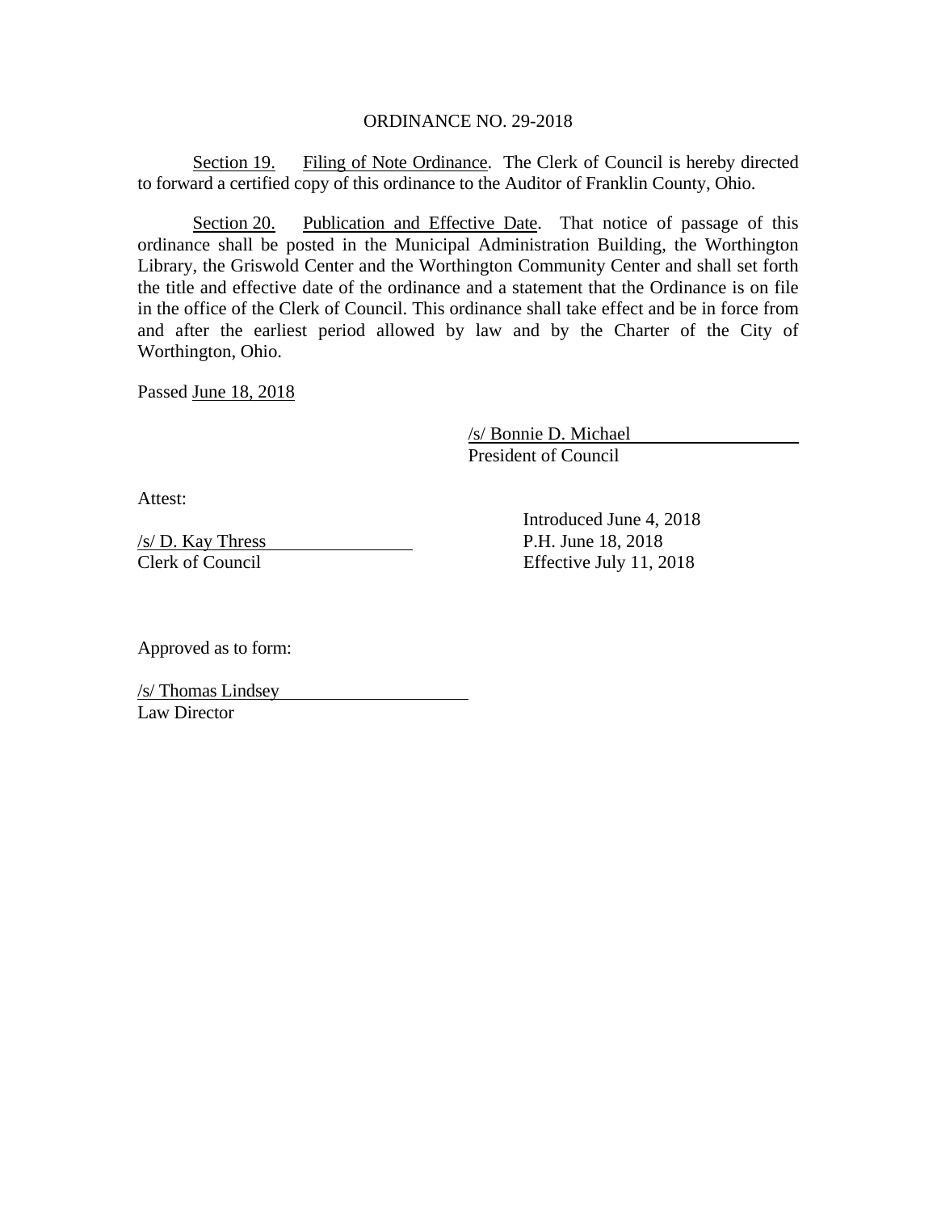ORDINANCE NO. 29-2018

Section 19. Filing of Note Ordinance. The Clerk of Council is hereby directed to forward a certified copy of this ordinance to the Auditor of Franklin County, Ohio.

Section 20. Publication and Effective Date. That notice of passage of this ordinance shall be posted in the Municipal Administration Building, the Worthington Library, the Griswold Center and the Worthington Community Center and shall set forth the title and effective date of the ordinance and a statement that the Ordinance is on file in the office of the Clerk of Council. This ordinance shall take effect and be in force from and after the earliest period allowed by law and by the Charter of the City of Worthington, Ohio.

Passed June 18, 2018

/s/ Bonnie D. Michael
President of Council

Attest:

/s/ D. Kay Thress
Clerk of Council

Introduced June 4, 2018
P.H. June 18, 2018
Effective July 11, 2018

Approved as to form:

/s/ Thomas Lindsey
Law Director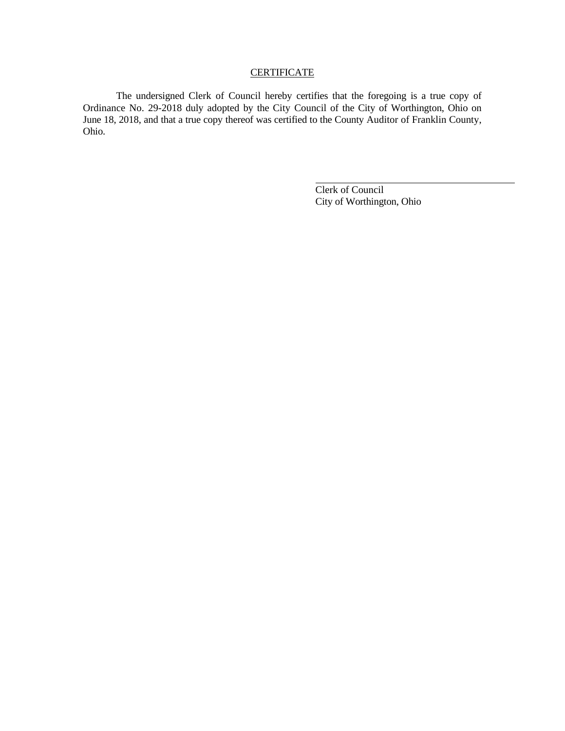<u>CERTIFICATE</u>

The undersigned Clerk of Council hereby certifies that the foregoing is a true copy of Ordinance No. 29-2018 duly adopted by the City Council of the City of Worthington, Ohio on June 18, 2018, and that a true copy thereof was certified to the County Auditor of Franklin County, Ohio.

\_\_\_\_\_\_\_\_\_\_\_\_\_\_\_\_\_\_\_\_\_\_\_\_\_\_\_\_\_\_\_\_\_\_\_\_\_\_\_\_

Clerk of Council
City of Worthington, Ohio